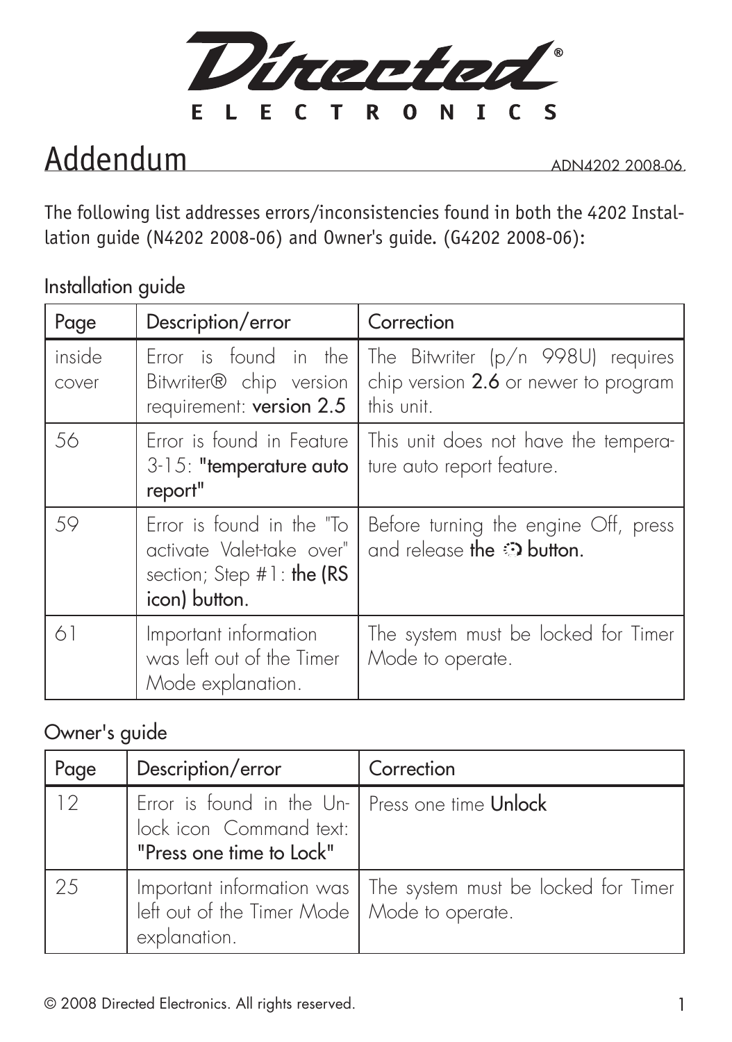Directed ELECTRONICS

# Addendum

ADN4202 2008-06

The following list addresses errors/inconsistencies found in both the 4202 Installation guide (N4202 2008-06) and Owner's guide. (G4202 2008-06):

## Installation guide

| Page | Description/error | Correction |
| --- | --- | --- |
| inside cover | Error is found in the Bitwriter® chip version requirement: **version 2.5** | The Bitwriter (p/n 998U) requires chip version **2.6** or newer to program this unit. |
| 56 | Error is found in Feature 3-15: **"temperature auto report"** | This unit does not have the temperature auto report feature. |
| 59 | Error is found in the "To activate Valet-take over" section; Step #1: **the (RS icon) button.** | Before turning the engine Off, press and release **the ⟲ button.** |
| 61 | Important information was left out of the Timer Mode explanation. | The system must be locked for Timer Mode to operate. |

## Owner's guide

| Page | Description/error | Correction |
| --- | --- | --- |
| 12 | Error is found in the Unlock icon Command text: **"Press one time to Lock"** | Press one time **Unlock** |
| 25 | Important information was left out of the Timer Mode explanation. | The system must be locked for Timer Mode to operate. |

© 2008 Directed Electronics. All rights reserved.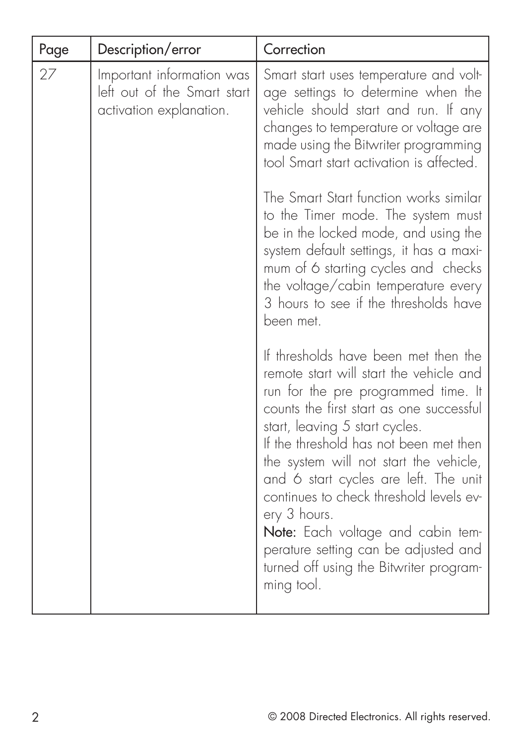| Page | Description/error | Correction |
|---|---|---|
| 27 | Important information was left out of the Smart start activation explanation. | Smart start uses temperature and voltage settings to determine when the vehicle should start and run. If any changes to temperature or voltage are made using the Bitwriter programming tool Smart start activation is affected.<br><br>The Smart Start function works similar to the Timer mode. The system must be in the locked mode, and using the system default settings, it has a maximum of 6 starting cycles and checks the voltage/cabin temperature every 3 hours to see if the thresholds have been met.<br><br>If thresholds have been met then the remote start will start the vehicle and run for the pre programmed time. It counts the first start as one successful start, leaving 5 start cycles.<br>If the threshold has not been met then the system will not start the vehicle, and 6 start cycles are left. The unit continues to check threshold levels every 3 hours.<br>**Note:** Each voltage and cabin temperature setting can be adjusted and turned off using the Bitwriter programming tool. |

© 2008 Directed Electronics. All rights reserved.